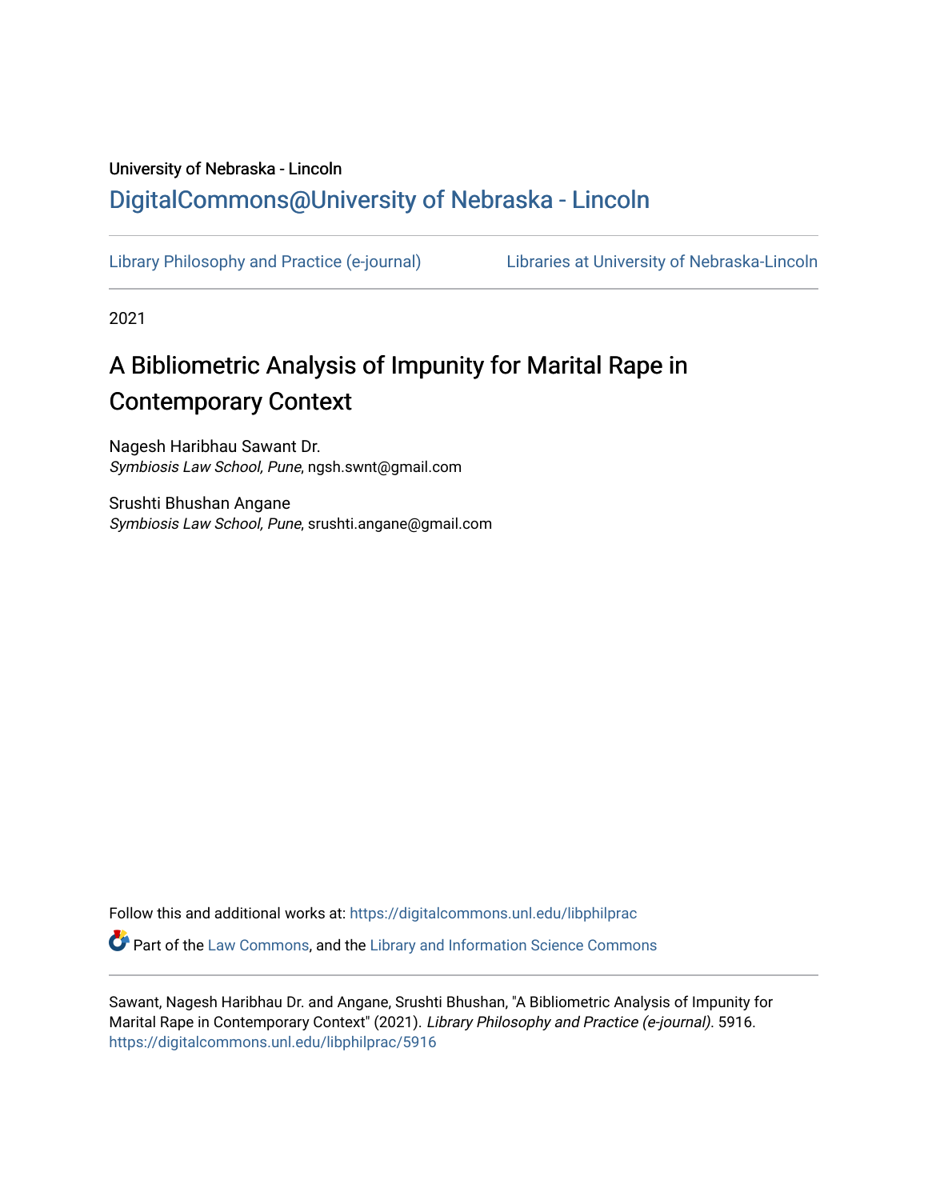University of Nebraska - Lincoln

DigitalCommons@University of Nebraska - Lincoln

Library Philosophy and Practice (e-journal) | Libraries at University of Nebraska-Lincoln

2021

# A Bibliometric Analysis of Impunity for Marital Rape in Contemporary Context

Nagesh Haribhau Sawant Dr.
*Symbiosis Law School, Pune*, ngsh.swnt@gmail.com

Srushti Bhushan Angane
*Symbiosis Law School, Pune*, srushti.angane@gmail.com

Follow this and additional works at: https://digitalcommons.unl.edu/libphilprac

Part of the Law Commons, and the Library and Information Science Commons

Sawant, Nagesh Haribhau Dr. and Angane, Srushti Bhushan, "A Bibliometric Analysis of Impunity for Marital Rape in Contemporary Context" (2021). *Library Philosophy and Practice (e-journal)*. 5916.
https://digitalcommons.unl.edu/libphilprac/5916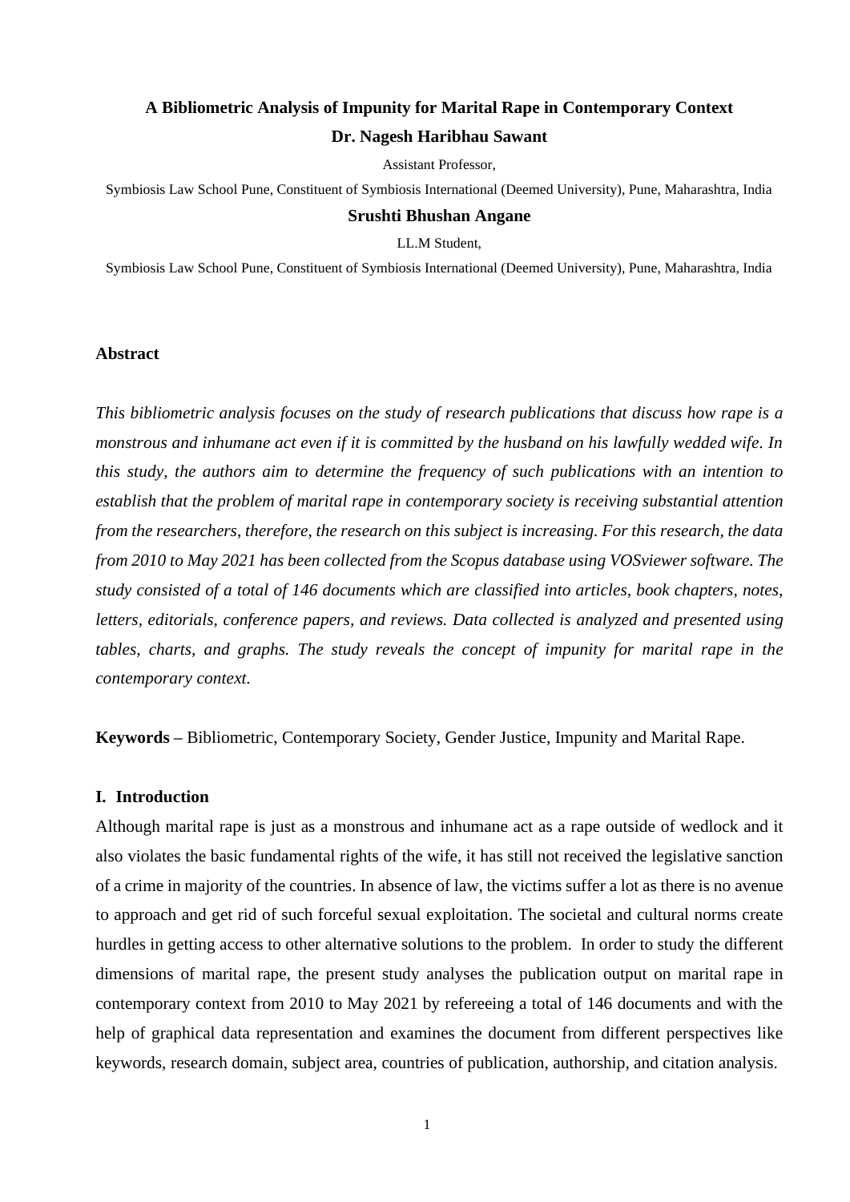# A Bibliometric Analysis of Impunity for Marital Rape in Contemporary Context

**Dr. Nagesh Haribhau Sawant**

Assistant Professor,

Symbiosis Law School Pune, Constituent of Symbiosis International (Deemed University), Pune, Maharashtra, India

**Srushti Bhushan Angane**

LL.M Student,

Symbiosis Law School Pune, Constituent of Symbiosis International (Deemed University), Pune, Maharashtra, India

## Abstract

*This bibliometric analysis focuses on the study of research publications that discuss how rape is a monstrous and inhumane act even if it is committed by the husband on his lawfully wedded wife. In this study, the authors aim to determine the frequency of such publications with an intention to establish that the problem of marital rape in contemporary society is receiving substantial attention from the researchers, therefore, the research on this subject is increasing. For this research, the data from 2010 to May 2021 has been collected from the Scopus database using VOSviewer software. The study consisted of a total of 146 documents which are classified into articles, book chapters, notes, letters, editorials, conference papers, and reviews. Data collected is analyzed and presented using tables, charts, and graphs. The study reveals the concept of impunity for marital rape in the contemporary context.*

**Keywords –** Bibliometric, Contemporary Society, Gender Justice, Impunity and Marital Rape.

## I. Introduction

Although marital rape is just as a monstrous and inhumane act as a rape outside of wedlock and it also violates the basic fundamental rights of the wife, it has still not received the legislative sanction of a crime in majority of the countries. In absence of law, the victims suffer a lot as there is no avenue to approach and get rid of such forceful sexual exploitation. The societal and cultural norms create hurdles in getting access to other alternative solutions to the problem. In order to study the different dimensions of marital rape, the present study analyses the publication output on marital rape in contemporary context from 2010 to May 2021 by refereeing a total of 146 documents and with the help of graphical data representation and examines the document from different perspectives like keywords, research domain, subject area, countries of publication, authorship, and citation analysis.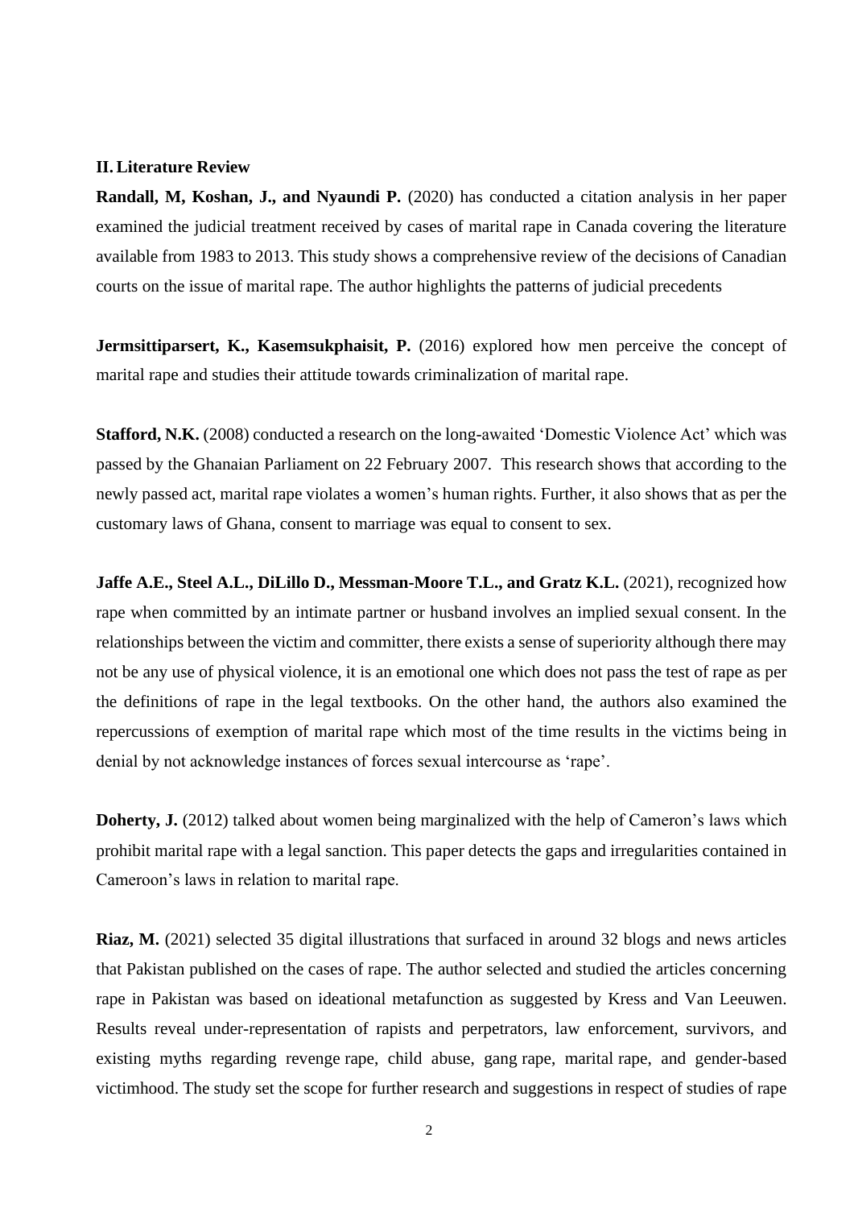## II. Literature Review

**Randall, M, Koshan, J., and Nyaundi P.** (2020) has conducted a citation analysis in her paper examined the judicial treatment received by cases of marital rape in Canada covering the literature available from 1983 to 2013. This study shows a comprehensive review of the decisions of Canadian courts on the issue of marital rape. The author highlights the patterns of judicial precedents

**Jermsittiparsert, K., Kasemsukphaisit, P.** (2016) explored how men perceive the concept of marital rape and studies their attitude towards criminalization of marital rape.

**Stafford, N.K.** (2008) conducted a research on the long-awaited 'Domestic Violence Act' which was passed by the Ghanaian Parliament on 22 February 2007. This research shows that according to the newly passed act, marital rape violates a women's human rights. Further, it also shows that as per the customary laws of Ghana, consent to marriage was equal to consent to sex.

**Jaffe A.E., Steel A.L., DiLillo D., Messman-Moore T.L., and Gratz K.L.** (2021), recognized how rape when committed by an intimate partner or husband involves an implied sexual consent. In the relationships between the victim and committer, there exists a sense of superiority although there may not be any use of physical violence, it is an emotional one which does not pass the test of rape as per the definitions of rape in the legal textbooks. On the other hand, the authors also examined the repercussions of exemption of marital rape which most of the time results in the victims being in denial by not acknowledge instances of forces sexual intercourse as 'rape'.

**Doherty, J.** (2012) talked about women being marginalized with the help of Cameron's laws which prohibit marital rape with a legal sanction. This paper detects the gaps and irregularities contained in Cameroon's laws in relation to marital rape.

**Riaz, M.** (2021) selected 35 digital illustrations that surfaced in around 32 blogs and news articles that Pakistan published on the cases of rape. The author selected and studied the articles concerning rape in Pakistan was based on ideational metafunction as suggested by Kress and Van Leeuwen. Results reveal under-representation of rapists and perpetrators, law enforcement, survivors, and existing myths regarding revenge rape, child abuse, gang rape, marital rape, and gender-based victimhood. The study set the scope for further research and suggestions in respect of studies of rape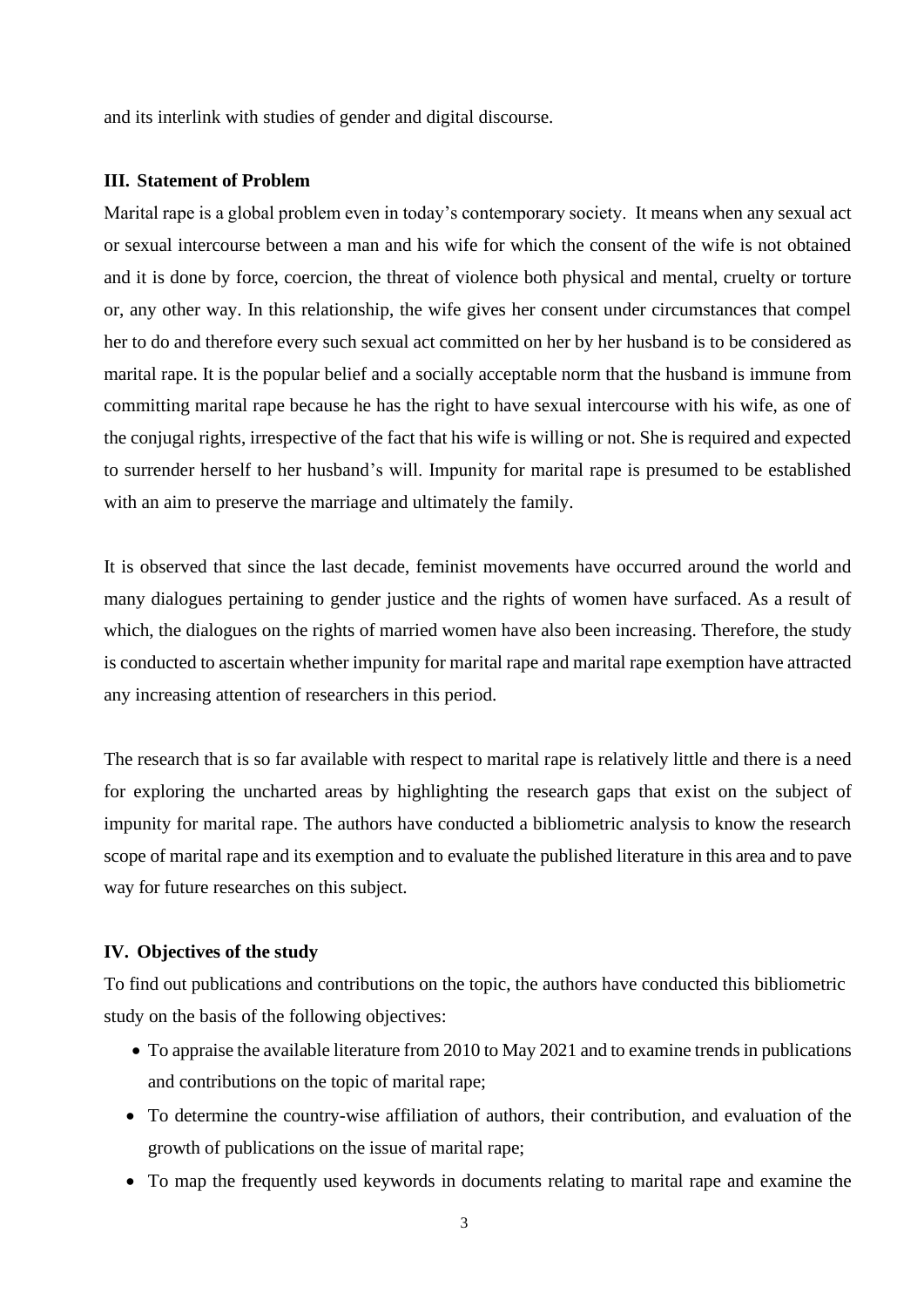and its interlink with studies of gender and digital discourse.

### III. Statement of Problem

Marital rape is a global problem even in today's contemporary society. It means when any sexual act or sexual intercourse between a man and his wife for which the consent of the wife is not obtained and it is done by force, coercion, the threat of violence both physical and mental, cruelty or torture or, any other way. In this relationship, the wife gives her consent under circumstances that compel her to do and therefore every such sexual act committed on her by her husband is to be considered as marital rape. It is the popular belief and a socially acceptable norm that the husband is immune from committing marital rape because he has the right to have sexual intercourse with his wife, as one of the conjugal rights, irrespective of the fact that his wife is willing or not. She is required and expected to surrender herself to her husband's will. Impunity for marital rape is presumed to be established with an aim to preserve the marriage and ultimately the family.

It is observed that since the last decade, feminist movements have occurred around the world and many dialogues pertaining to gender justice and the rights of women have surfaced. As a result of which, the dialogues on the rights of married women have also been increasing. Therefore, the study is conducted to ascertain whether impunity for marital rape and marital rape exemption have attracted any increasing attention of researchers in this period.

The research that is so far available with respect to marital rape is relatively little and there is a need for exploring the uncharted areas by highlighting the research gaps that exist on the subject of impunity for marital rape. The authors have conducted a bibliometric analysis to know the research scope of marital rape and its exemption and to evaluate the published literature in this area and to pave way for future researches on this subject.

### IV. Objectives of the study

To find out publications and contributions on the topic, the authors have conducted this bibliometric study on the basis of the following objectives:

- To appraise the available literature from 2010 to May 2021 and to examine trends in publications and contributions on the topic of marital rape;
- To determine the country-wise affiliation of authors, their contribution, and evaluation of the growth of publications on the issue of marital rape;
- To map the frequently used keywords in documents relating to marital rape and examine the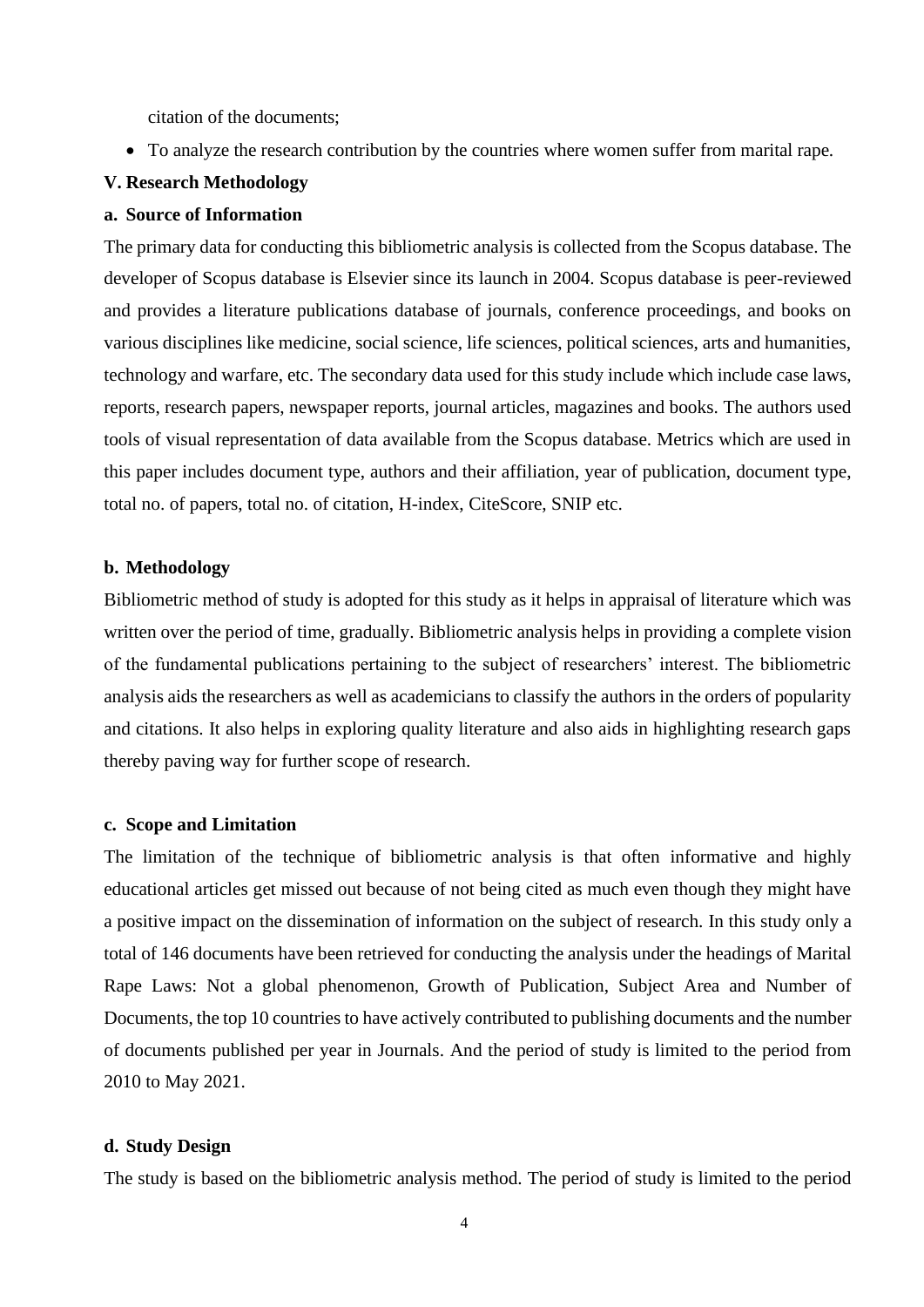citation of the documents;

- To analyze the research contribution by the countries where women suffer from marital rape.

## V. Research Methodology

### a. Source of Information

The primary data for conducting this bibliometric analysis is collected from the Scopus database. The developer of Scopus database is Elsevier since its launch in 2004. Scopus database is peer-reviewed and provides a literature publications database of journals, conference proceedings, and books on various disciplines like medicine, social science, life sciences, political sciences, arts and humanities, technology and warfare, etc. The secondary data used for this study include which include case laws, reports, research papers, newspaper reports, journal articles, magazines and books. The authors used tools of visual representation of data available from the Scopus database. Metrics which are used in this paper includes document type, authors and their affiliation, year of publication, document type, total no. of papers, total no. of citation, H-index, CiteScore, SNIP etc.

### b. Methodology

Bibliometric method of study is adopted for this study as it helps in appraisal of literature which was written over the period of time, gradually. Bibliometric analysis helps in providing a complete vision of the fundamental publications pertaining to the subject of researchers' interest. The bibliometric analysis aids the researchers as well as academicians to classify the authors in the orders of popularity and citations. It also helps in exploring quality literature and also aids in highlighting research gaps thereby paving way for further scope of research.

### c. Scope and Limitation

The limitation of the technique of bibliometric analysis is that often informative and highly educational articles get missed out because of not being cited as much even though they might have a positive impact on the dissemination of information on the subject of research. In this study only a total of 146 documents have been retrieved for conducting the analysis under the headings of Marital Rape Laws: Not a global phenomenon, Growth of Publication, Subject Area and Number of Documents, the top 10 countries to have actively contributed to publishing documents and the number of documents published per year in Journals. And the period of study is limited to the period from 2010 to May 2021.

### d. Study Design

The study is based on the bibliometric analysis method. The period of study is limited to the period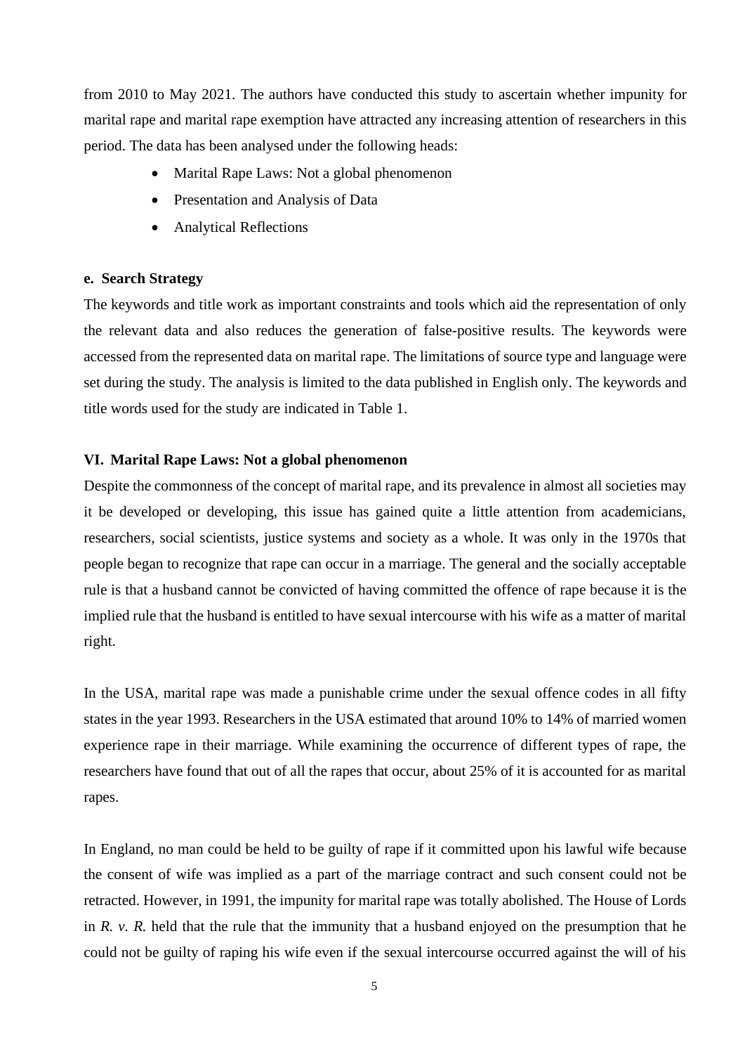from 2010 to May 2021. The authors have conducted this study to ascertain whether impunity for marital rape and marital rape exemption have attracted any increasing attention of researchers in this period. The data has been analysed under the following heads:

- Marital Rape Laws: Not a global phenomenon
- Presentation and Analysis of Data
- Analytical Reflections

### e. Search Strategy

The keywords and title work as important constraints and tools which aid the representation of only the relevant data and also reduces the generation of false-positive results. The keywords were accessed from the represented data on marital rape. The limitations of source type and language were set during the study. The analysis is limited to the data published in English only. The keywords and title words used for the study are indicated in Table 1.

## VI. Marital Rape Laws: Not a global phenomenon

Despite the commonness of the concept of marital rape, and its prevalence in almost all societies may it be developed or developing, this issue has gained quite a little attention from academicians, researchers, social scientists, justice systems and society as a whole. It was only in the 1970s that people began to recognize that rape can occur in a marriage. The general and the socially acceptable rule is that a husband cannot be convicted of having committed the offence of rape because it is the implied rule that the husband is entitled to have sexual intercourse with his wife as a matter of marital right.

In the USA, marital rape was made a punishable crime under the sexual offence codes in all fifty states in the year 1993. Researchers in the USA estimated that around 10% to 14% of married women experience rape in their marriage. While examining the occurrence of different types of rape, the researchers have found that out of all the rapes that occur, about 25% of it is accounted for as marital rapes.

In England, no man could be held to be guilty of rape if it committed upon his lawful wife because the consent of wife was implied as a part of the marriage contract and such consent could not be retracted. However, in 1991, the impunity for marital rape was totally abolished. The House of Lords in *R. v. R.* held that the rule that the immunity that a husband enjoyed on the presumption that he could not be guilty of raping his wife even if the sexual intercourse occurred against the will of his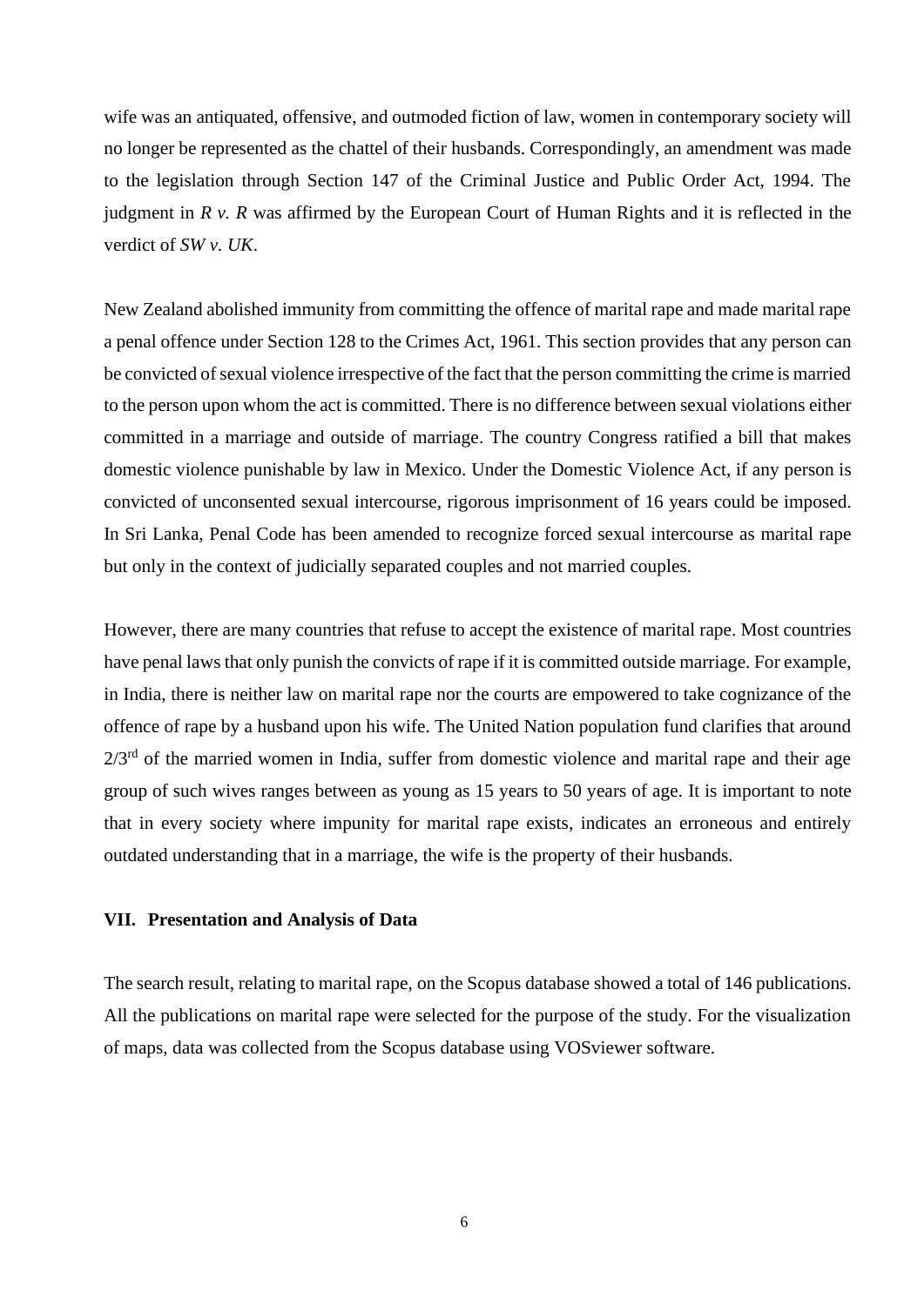wife was an antiquated, offensive, and outmoded fiction of law, women in contemporary society will no longer be represented as the chattel of their husbands. Correspondingly, an amendment was made to the legislation through Section 147 of the Criminal Justice and Public Order Act, 1994. The judgment in *R v. R* was affirmed by the European Court of Human Rights and it is reflected in the verdict of *SW v. UK*.

New Zealand abolished immunity from committing the offence of marital rape and made marital rape a penal offence under Section 128 to the Crimes Act, 1961. This section provides that any person can be convicted of sexual violence irrespective of the fact that the person committing the crime is married to the person upon whom the act is committed. There is no difference between sexual violations either committed in a marriage and outside of marriage. The country Congress ratified a bill that makes domestic violence punishable by law in Mexico. Under the Domestic Violence Act, if any person is convicted of unconsented sexual intercourse, rigorous imprisonment of 16 years could be imposed. In Sri Lanka, Penal Code has been amended to recognize forced sexual intercourse as marital rape but only in the context of judicially separated couples and not married couples.

However, there are many countries that refuse to accept the existence of marital rape. Most countries have penal laws that only punish the convicts of rape if it is committed outside marriage. For example, in India, there is neither law on marital rape nor the courts are empowered to take cognizance of the offence of rape by a husband upon his wife. The United Nation population fund clarifies that around 2/3rd of the married women in India, suffer from domestic violence and marital rape and their age group of such wives ranges between as young as 15 years to 50 years of age. It is important to note that in every society where impunity for marital rape exists, indicates an erroneous and entirely outdated understanding that in a marriage, the wife is the property of their husbands.

## VII. Presentation and Analysis of Data

The search result, relating to marital rape, on the Scopus database showed a total of 146 publications. All the publications on marital rape were selected for the purpose of the study. For the visualization of maps, data was collected from the Scopus database using VOSviewer software.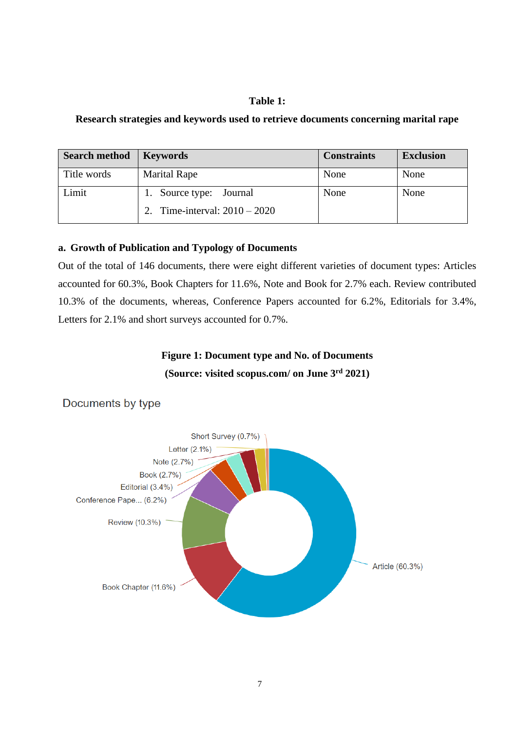**Table 1:**

**Research strategies and keywords used to retrieve documents concerning marital rape**

| Search method | Keywords | Constraints | Exclusion |
|---|---|---|---|
| Title words | Marital Rape | None | None |
| Limit | 1. Source type: Journal<br>2. Time-interval: 2010 – 2020 | None | None |

**a. Growth of Publication and Typology of Documents**

Out of the total of 146 documents, there were eight different varieties of document types: Articles accounted for 60.3%, Book Chapters for 11.6%, Note and Book for 2.7% each. Review contributed 10.3% of the documents, whereas, Conference Papers accounted for 6.2%, Editorials for 3.4%, Letters for 2.1% and short surveys accounted for 0.7%.

**Figure 1: Document type and No. of Documents**

**(Source: visited scopus.com/ on June 3rd 2021)**

Documents by type

Short Survey (0.7%)
Letter (2.1%)
Note (2.7%)
Book (2.7%)
Editorial (3.4%)
Conference Pape... (6.2%)
Review (10.3%)
Book Chapter (11.6%)
Article (60.3%)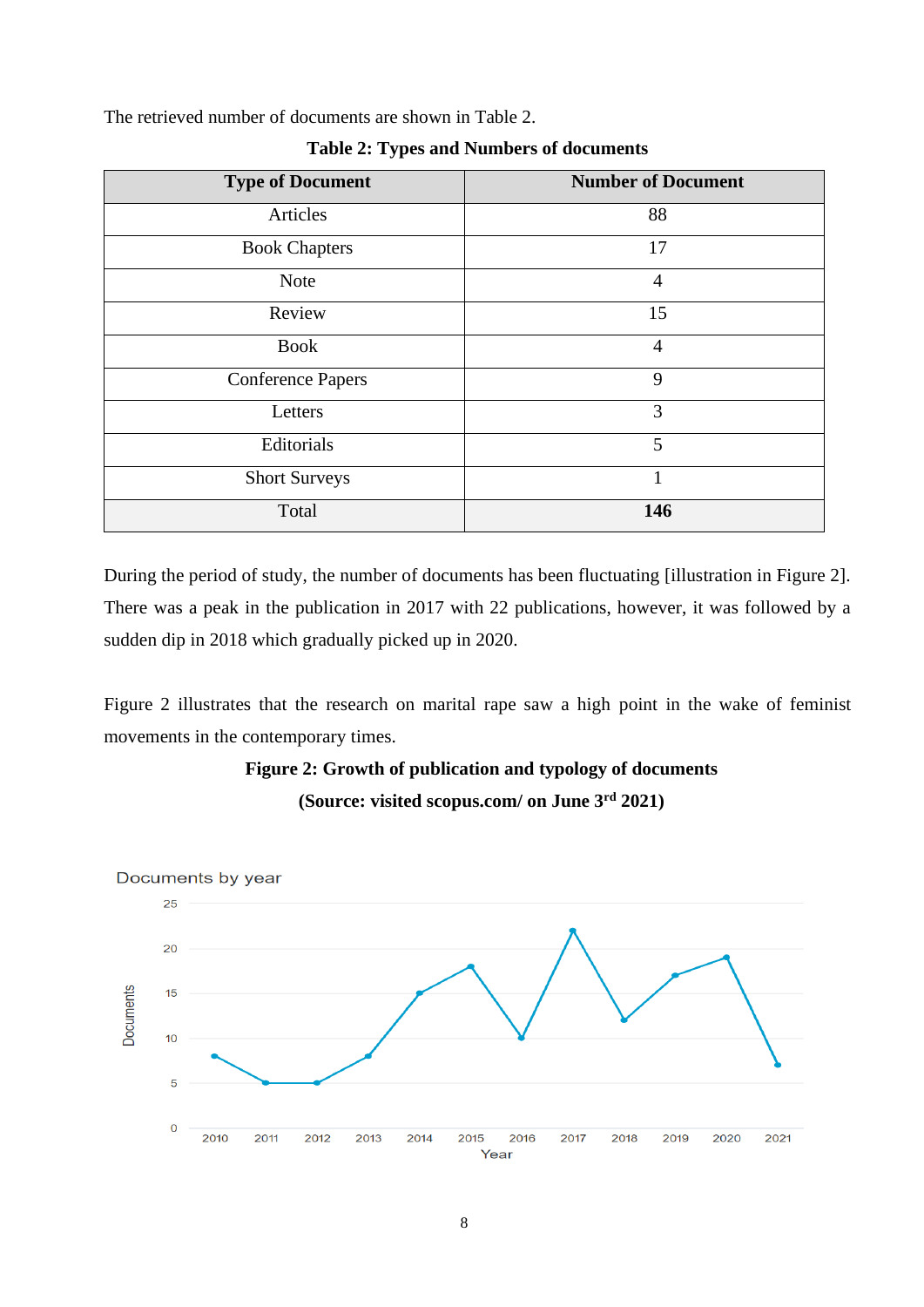The retrieved number of documents are shown in Table 2.

**Table 2: Types and Numbers of documents**

| Type of Document | Number of Document |
|---|---|
| Articles | 88 |
| Book Chapters | 17 |
| Note | 4 |
| Review | 15 |
| Book | 4 |
| Conference Papers | 9 |
| Letters | 3 |
| Editorials | 5 |
| Short Surveys | 1 |
| Total | **146** |

During the period of study, the number of documents has been fluctuating [illustration in Figure 2]. There was a peak in the publication in 2017 with 22 publications, however, it was followed by a sudden dip in 2018 which gradually picked up in 2020.

Figure 2 illustrates that the research on marital rape saw a high point in the wake of feminist movements in the contemporary times.

**Figure 2: Growth of publication and typology of documents**

**(Source: visited scopus.com/ on June 3rd 2021)**

Documents by year

| Year | Documents |
|---|---|
| 2010 | 8 |
| 2011 | 5 |
| 2012 | 5 |
| 2013 | 8 |
| 2014 | 15 |
| 2015 | 18 |
| 2016 | 10 |
| 2017 | 22 |
| 2018 | 12 |
| 2019 | 17 |
| 2020 | 19 |
| 2021 | 7 |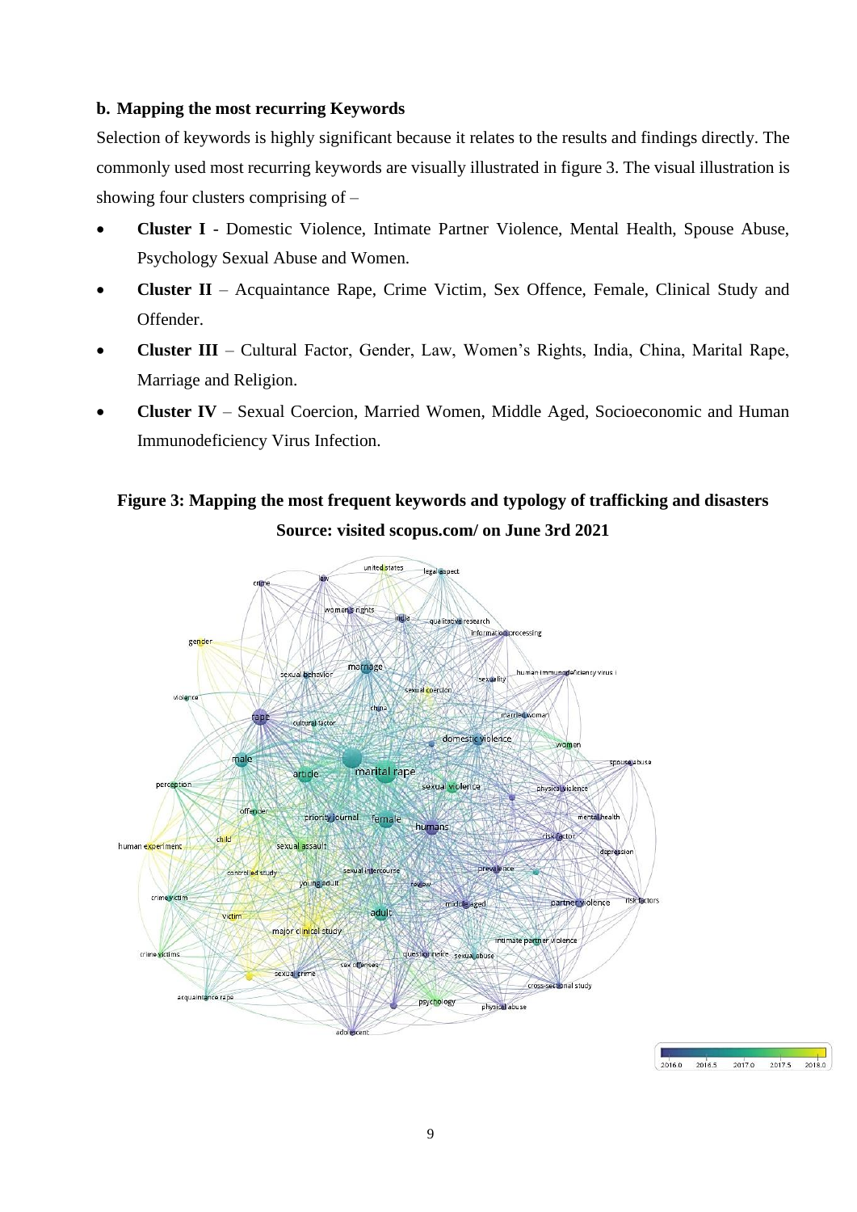**b. Mapping the most recurring Keywords**

Selection of keywords is highly significant because it relates to the results and findings directly. The commonly used most recurring keywords are visually illustrated in figure 3. The visual illustration is showing four clusters comprising of –

- **Cluster I** - Domestic Violence, Intimate Partner Violence, Mental Health, Spouse Abuse, Psychology Sexual Abuse and Women.
- **Cluster II** – Acquaintance Rape, Crime Victim, Sex Offence, Female, Clinical Study and Offender.
- **Cluster III** – Cultural Factor, Gender, Law, Women's Rights, India, China, Marital Rape, Marriage and Religion.
- **Cluster IV** – Sexual Coercion, Married Women, Middle Aged, Socioeconomic and Human Immunodeficiency Virus Infection.

**Figure 3: Mapping the most frequent keywords and typology of trafficking and disasters**

**Source: visited scopus.com/ on June 3rd 2021**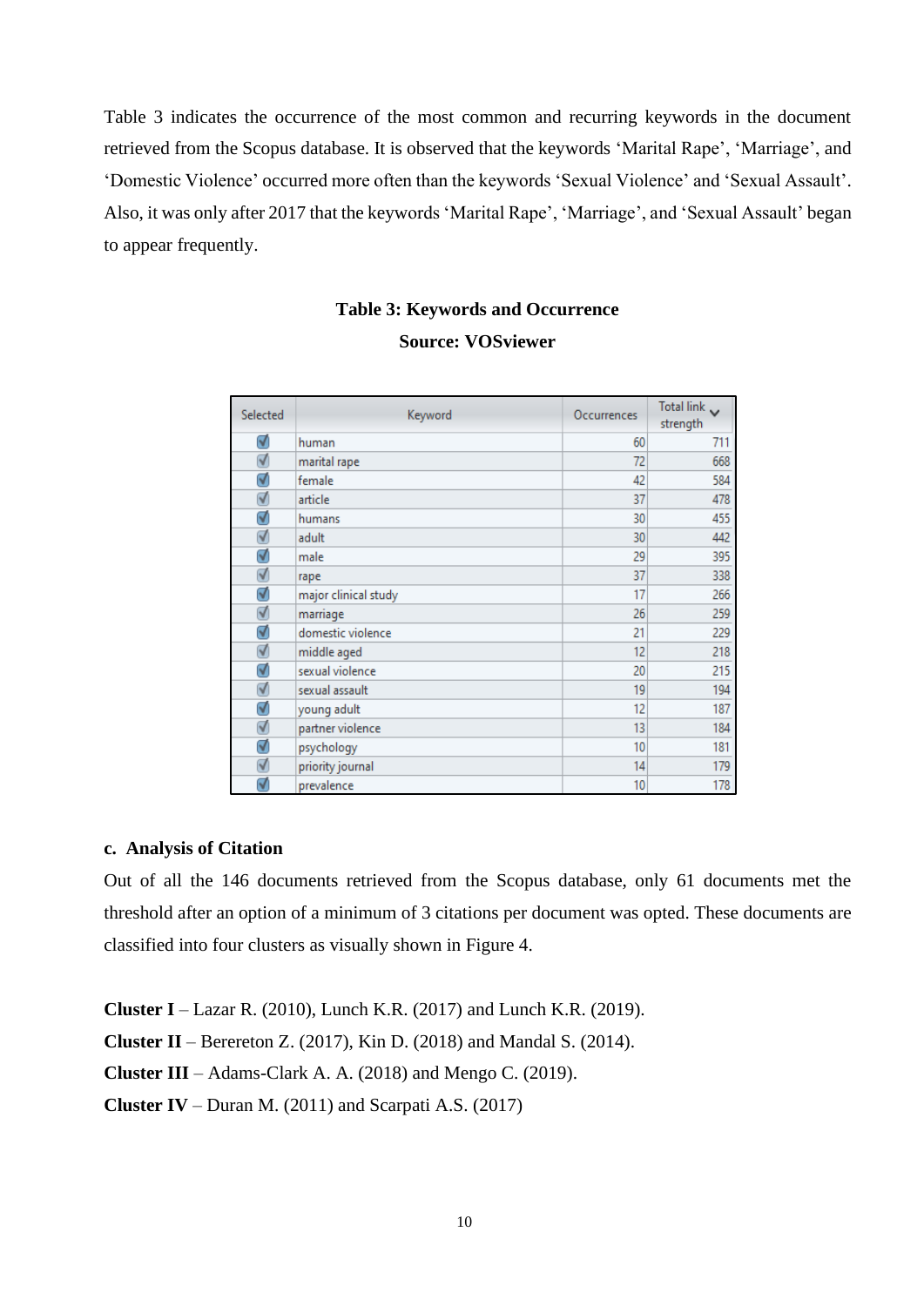Table 3 indicates the occurrence of the most common and recurring keywords in the document retrieved from the Scopus database. It is observed that the keywords 'Marital Rape', 'Marriage', and 'Domestic Violence' occurred more often than the keywords 'Sexual Violence' and 'Sexual Assault'. Also, it was only after 2017 that the keywords 'Marital Rape', 'Marriage', and 'Sexual Assault' began to appear frequently.

**Table 3: Keywords and Occurrence**

**Source: VOSviewer**

| Selected | Keyword | Occurrences | Total link strength |
|---|---|---|---|
| ☑ | human | 60 | 711 |
| ☑ | marital rape | 72 | 668 |
| ☑ | female | 42 | 584 |
| ☑ | article | 37 | 478 |
| ☑ | humans | 30 | 455 |
| ☑ | adult | 30 | 442 |
| ☑ | male | 29 | 395 |
| ☑ | rape | 37 | 338 |
| ☑ | major clinical study | 17 | 266 |
| ☑ | marriage | 26 | 259 |
| ☑ | domestic violence | 21 | 229 |
| ☑ | middle aged | 12 | 218 |
| ☑ | sexual violence | 20 | 215 |
| ☑ | sexual assault | 19 | 194 |
| ☑ | young adult | 12 | 187 |
| ☑ | partner violence | 13 | 184 |
| ☑ | psychology | 10 | 181 |
| ☑ | priority journal | 14 | 179 |
| ☑ | prevalence | 10 | 178 |

### c. Analysis of Citation

Out of all the 146 documents retrieved from the Scopus database, only 61 documents met the threshold after an option of a minimum of 3 citations per document was opted. These documents are classified into four clusters as visually shown in Figure 4.

**Cluster I** – Lazar R. (2010), Lunch K.R. (2017) and Lunch K.R. (2019).

**Cluster II** – Berereton Z. (2017), Kin D. (2018) and Mandal S. (2014).

**Cluster III** – Adams-Clark A. A. (2018) and Mengo C. (2019).

**Cluster IV** – Duran M. (2011) and Scarpati A.S. (2017)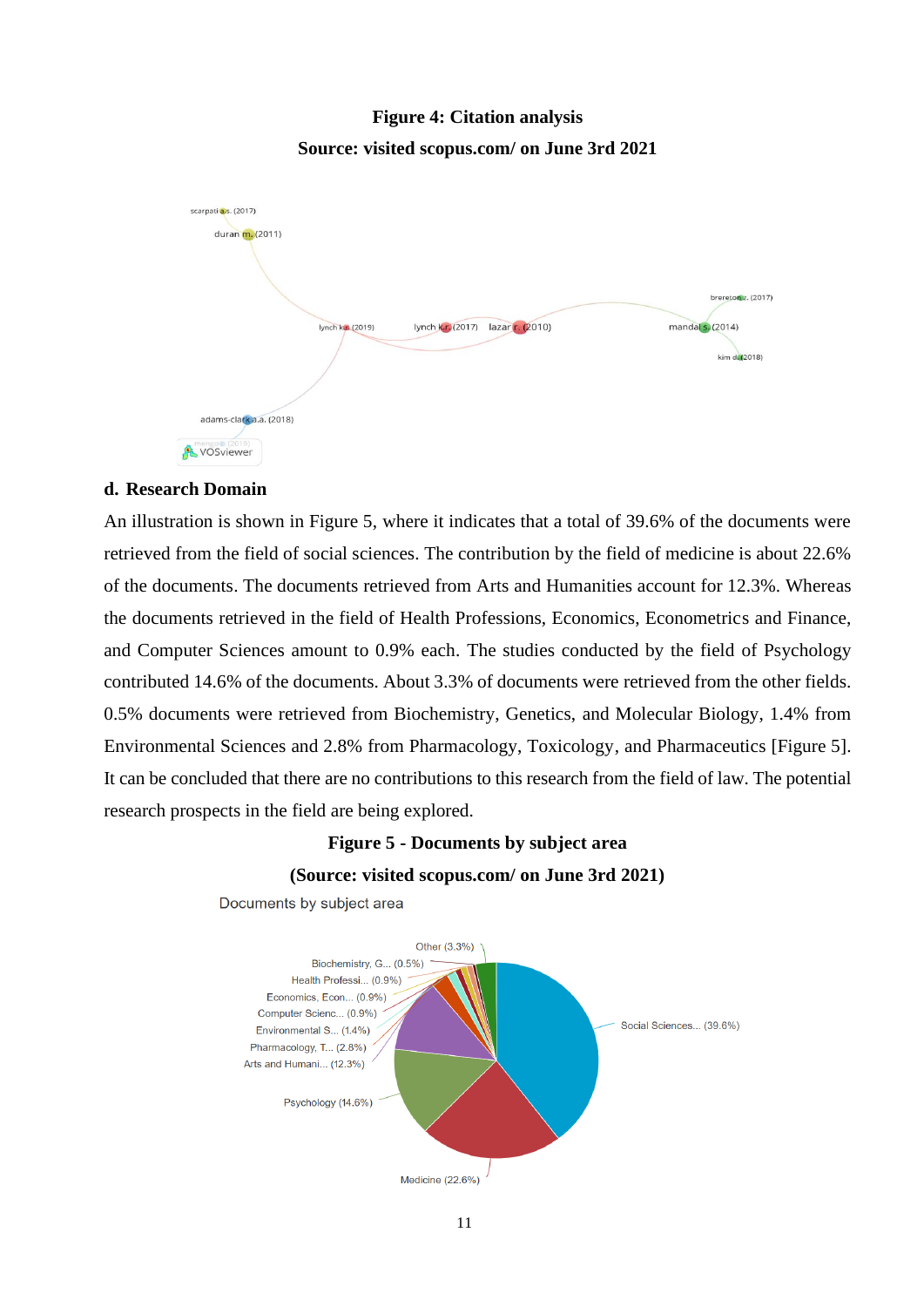**Figure 4: Citation analysis**

**Source: visited scopus.com/ on June 3rd 2021**

### d. Research Domain

An illustration is shown in Figure 5, where it indicates that a total of 39.6% of the documents were retrieved from the field of social sciences. The contribution by the field of medicine is about 22.6% of the documents. The documents retrieved from Arts and Humanities account for 12.3%. Whereas the documents retrieved in the field of Health Professions, Economics, Econometrics and Finance, and Computer Sciences amount to 0.9% each. The studies conducted by the field of Psychology contributed 14.6% of the documents. About 3.3% of documents were retrieved from the other fields. 0.5% documents were retrieved from Biochemistry, Genetics, and Molecular Biology, 1.4% from Environmental Sciences and 2.8% from Pharmacology, Toxicology, and Pharmaceutics [Figure 5]. It can be concluded that there are no contributions to this research from the field of law. The potential research prospects in the field are being explored.

**Figure 5 - Documents by subject area**

**(Source: visited scopus.com/ on June 3rd 2021)**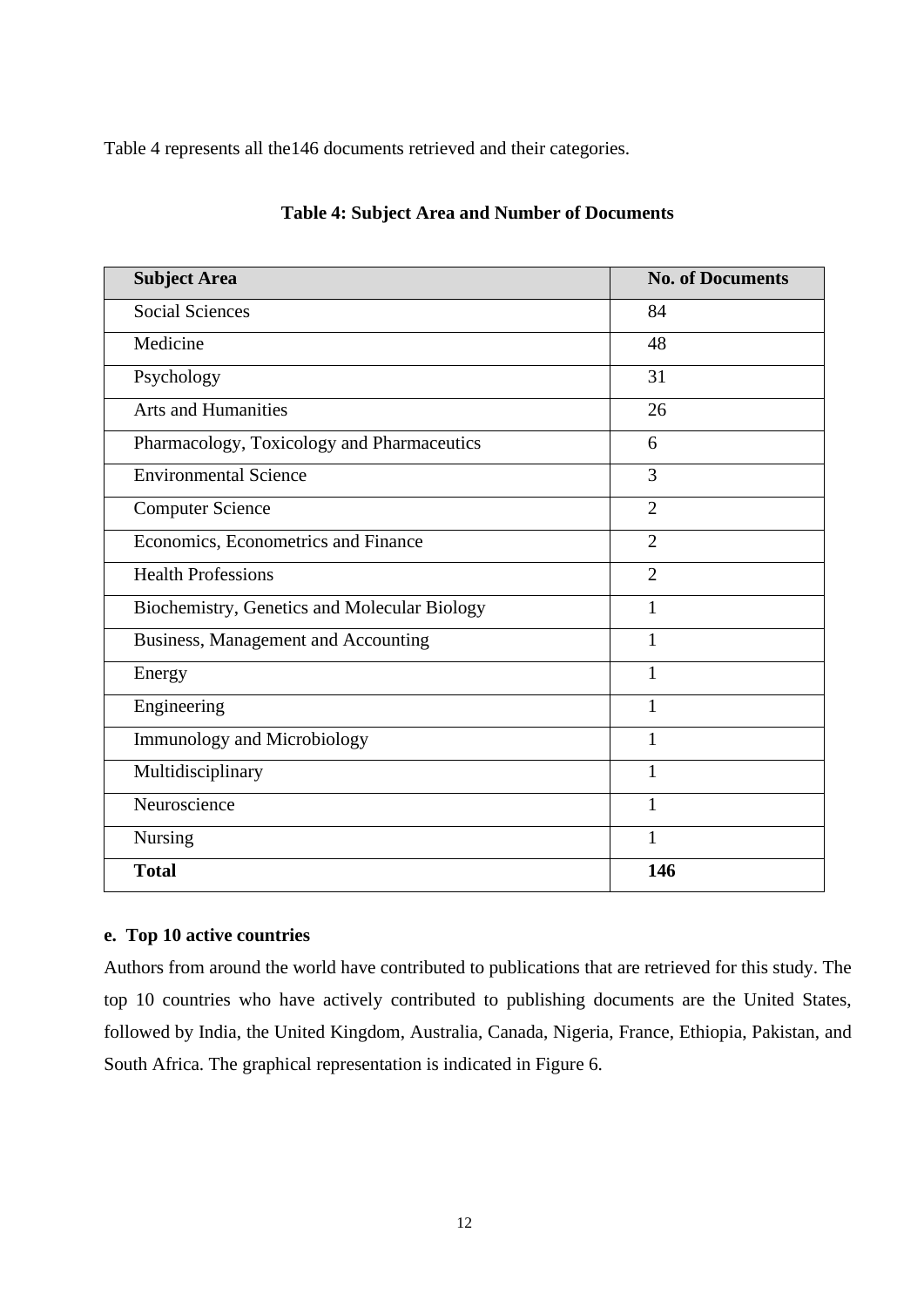Table 4 represents all the146 documents retrieved and their categories.

**Table 4: Subject Area and Number of Documents**

| **Subject Area** | **No. of Documents** |
| --- | --- |
| Social Sciences | 84 |
| Medicine | 48 |
| Psychology | 31 |
| Arts and Humanities | 26 |
| Pharmacology, Toxicology and Pharmaceutics | 6 |
| Environmental Science | 3 |
| Computer Science | 2 |
| Economics, Econometrics and Finance | 2 |
| Health Professions | 2 |
| Biochemistry, Genetics and Molecular Biology | 1 |
| Business, Management and Accounting | 1 |
| Energy | 1 |
| Engineering | 1 |
| Immunology and Microbiology | 1 |
| Multidisciplinary | 1 |
| Neuroscience | 1 |
| Nursing | 1 |
| **Total** | **146** |

**e. Top 10 active countries**

Authors from around the world have contributed to publications that are retrieved for this study. The top 10 countries who have actively contributed to publishing documents are the United States, followed by India, the United Kingdom, Australia, Canada, Nigeria, France, Ethiopia, Pakistan, and South Africa. The graphical representation is indicated in Figure 6.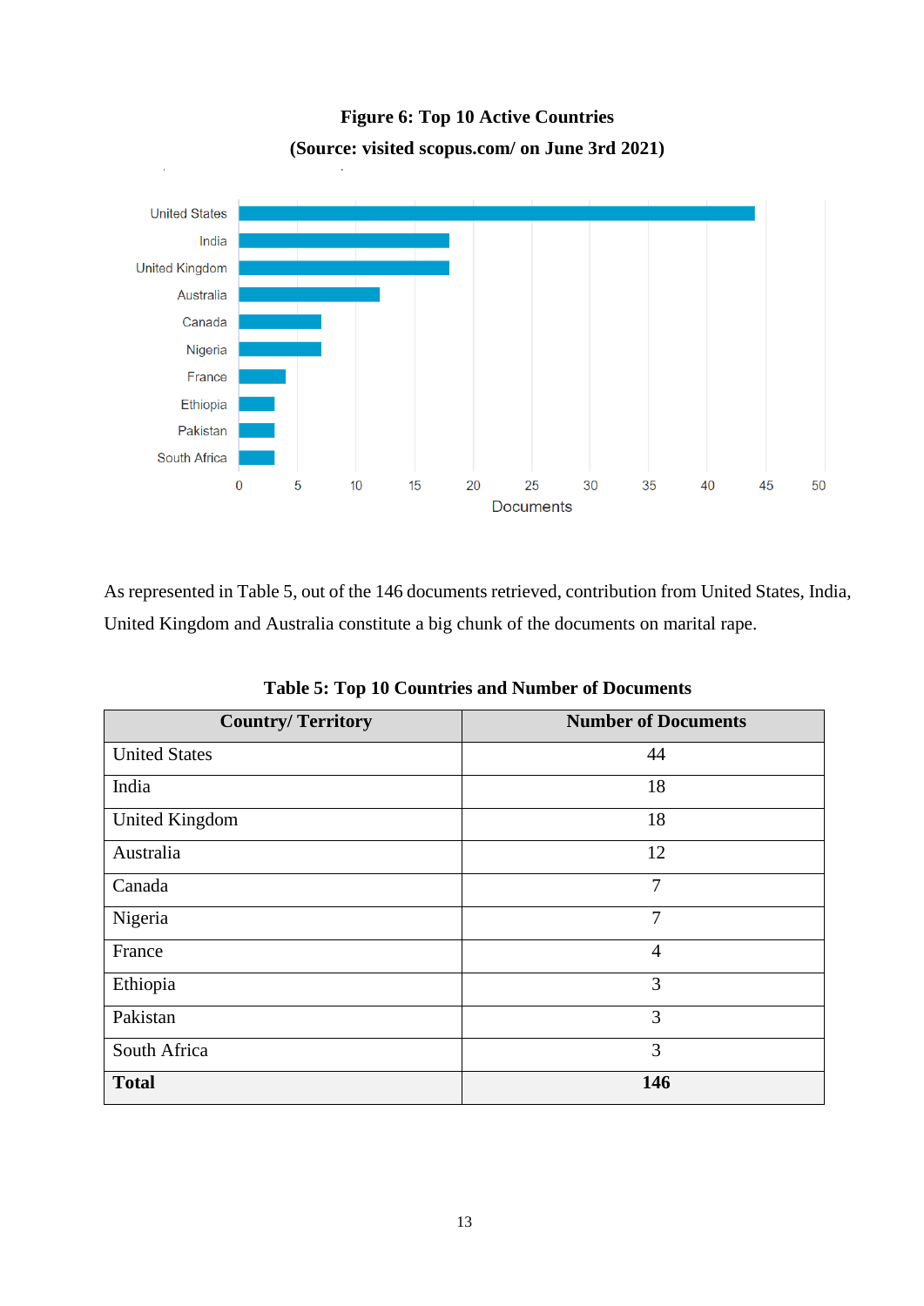**Figure 6: Top 10 Active Countries**

**(Source: visited scopus.com/ on June 3rd 2021)**

As represented in Table 5, out of the 146 documents retrieved, contribution from United States, India, United Kingdom and Australia constitute a big chunk of the documents on marital rape.

**Table 5: Top 10 Countries and Number of Documents**

| Country/ Territory | Number of Documents |
|---|---|
| United States | 44 |
| India | 18 |
| United Kingdom | 18 |
| Australia | 12 |
| Canada | 7 |
| Nigeria | 7 |
| France | 4 |
| Ethiopia | 3 |
| Pakistan | 3 |
| South Africa | 3 |
| **Total** | **146** |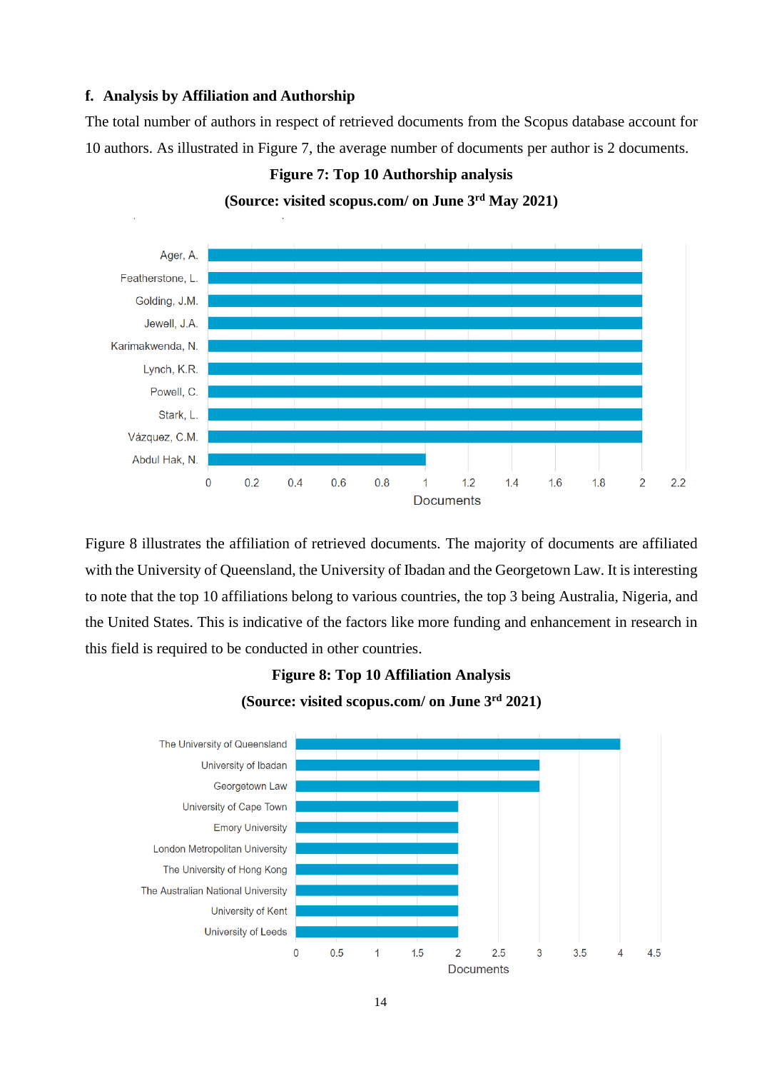### f. Analysis by Affiliation and Authorship

The total number of authors in respect of retrieved documents from the Scopus database account for 10 authors. As illustrated in Figure 7, the average number of documents per author is 2 documents.

**Figure 7: Top 10 Authorship analysis**

**(Source: visited scopus.com/ on June 3rd May 2021)**

| Author | Documents |
|---|---|
| Ager, A. | 2 |
| Featherstone, L. | 2 |
| Golding, J.M. | 2 |
| Jewell, J.A. | 2 |
| Karimakwenda, N. | 2 |
| Lynch, K.R. | 2 |
| Powell, C. | 2 |
| Stark, L. | 2 |
| Vázquez, C.M. | 2 |
| Abdul Hak, N. | 1 |

Figure 8 illustrates the affiliation of retrieved documents. The majority of documents are affiliated with the University of Queensland, the University of Ibadan and the Georgetown Law. It is interesting to note that the top 10 affiliations belong to various countries, the top 3 being Australia, Nigeria, and the United States. This is indicative of the factors like more funding and enhancement in research in this field is required to be conducted in other countries.

**Figure 8: Top 10 Affiliation Analysis**

**(Source: visited scopus.com/ on June 3rd 2021)**

| Affiliation | Documents |
|---|---|
| The University of Queensland | 4 |
| University of Ibadan | 3 |
| Georgetown Law | 3 |
| University of Cape Town | 2 |
| Emory University | 2 |
| London Metropolitan University | 2 |
| The University of Hong Kong | 2 |
| The Australian National University | 2 |
| University of Kent | 2 |
| University of Leeds | 2 |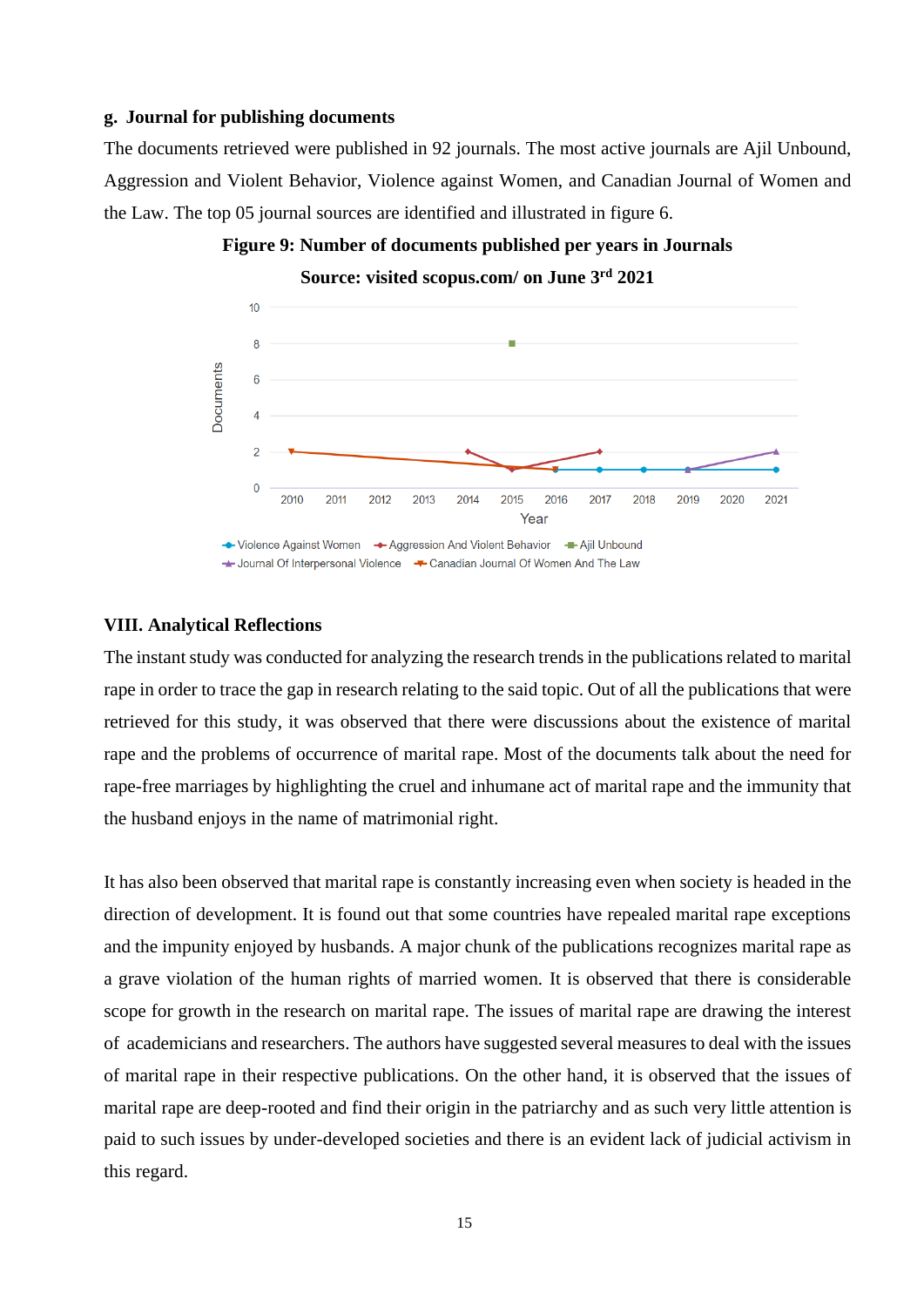**g. Journal for publishing documents**

The documents retrieved were published in 92 journals. The most active journals are Ajil Unbound, Aggression and Violent Behavior, Violence against Women, and Canadian Journal of Women and the Law. The top 05 journal sources are identified and illustrated in figure 6.

**Figure 9: Number of documents published per years in Journals**

**Source: visited scopus.com/ on June 3rd 2021**

## VIII. Analytical Reflections

The instant study was conducted for analyzing the research trends in the publications related to marital rape in order to trace the gap in research relating to the said topic. Out of all the publications that were retrieved for this study, it was observed that there were discussions about the existence of marital rape and the problems of occurrence of marital rape. Most of the documents talk about the need for rape-free marriages by highlighting the cruel and inhumane act of marital rape and the immunity that the husband enjoys in the name of matrimonial right.

It has also been observed that marital rape is constantly increasing even when society is headed in the direction of development. It is found out that some countries have repealed marital rape exceptions and the impunity enjoyed by husbands. A major chunk of the publications recognizes marital rape as a grave violation of the human rights of married women. It is observed that there is considerable scope for growth in the research on marital rape. The issues of marital rape are drawing the interest of academicians and researchers. The authors have suggested several measures to deal with the issues of marital rape in their respective publications. On the other hand, it is observed that the issues of marital rape are deep-rooted and find their origin in the patriarchy and as such very little attention is paid to such issues by under-developed societies and there is an evident lack of judicial activism in this regard.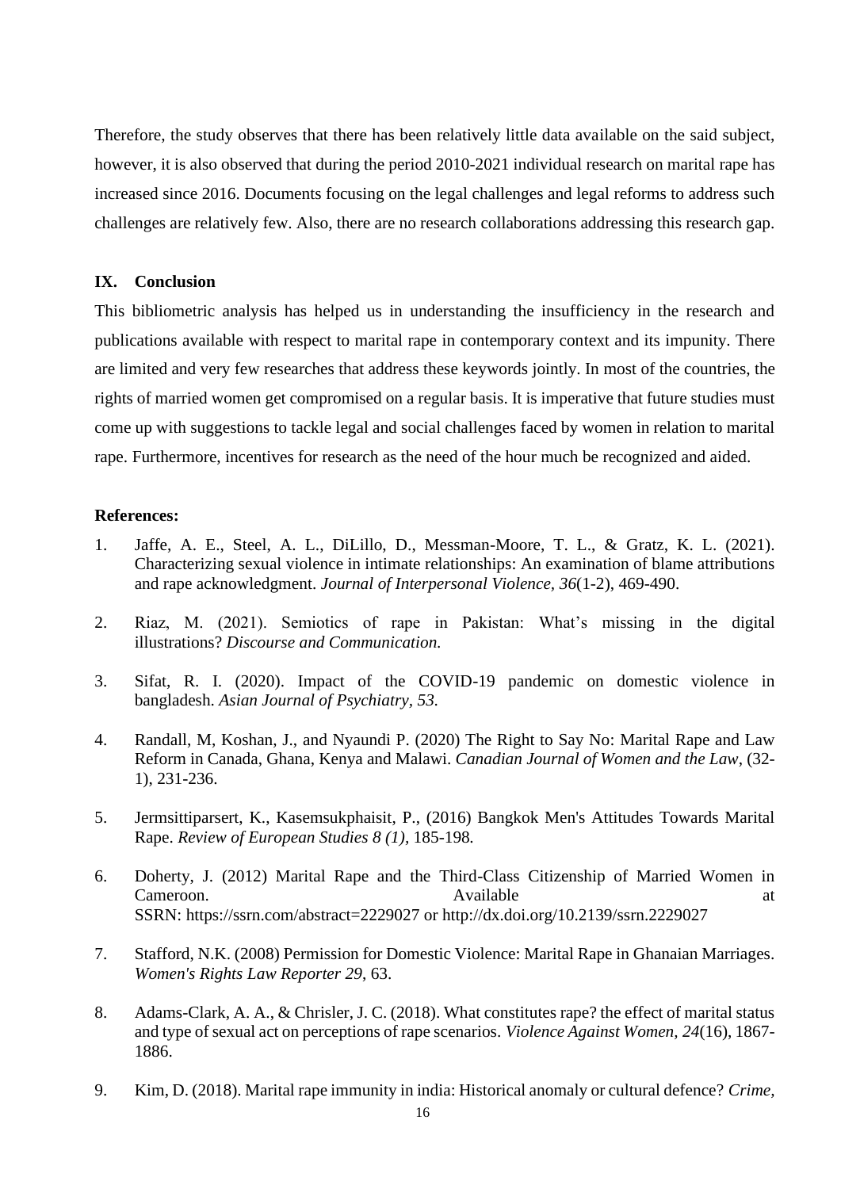Therefore, the study observes that there has been relatively little data available on the said subject, however, it is also observed that during the period 2010-2021 individual research on marital rape has increased since 2016. Documents focusing on the legal challenges and legal reforms to address such challenges are relatively few. Also, there are no research collaborations addressing this research gap.

## IX. Conclusion

This bibliometric analysis has helped us in understanding the insufficiency in the research and publications available with respect to marital rape in contemporary context and its impunity. There are limited and very few researches that address these keywords jointly. In most of the countries, the rights of married women get compromised on a regular basis. It is imperative that future studies must come up with suggestions to tackle legal and social challenges faced by women in relation to marital rape. Furthermore, incentives for research as the need of the hour much be recognized and aided.

**References:**

1. Jaffe, A. E., Steel, A. L., DiLillo, D., Messman-Moore, T. L., & Gratz, K. L. (2021). Characterizing sexual violence in intimate relationships: An examination of blame attributions and rape acknowledgment. *Journal of Interpersonal Violence*, *36*(1-2), 469-490.

2. Riaz, M. (2021). Semiotics of rape in Pakistan: What's missing in the digital illustrations? *Discourse and Communication.*

3. Sifat, R. I. (2020). Impact of the COVID-19 pandemic on domestic violence in bangladesh. *Asian Journal of Psychiatry, 53.*

4. Randall, M, Koshan, J., and Nyaundi P. (2020) The Right to Say No: Marital Rape and Law Reform in Canada, Ghana, Kenya and Malawi. *Canadian Journal of Women and the Law*, (32-1), 231-236.

5. Jermsittiparsert, K., Kasemsukphaisit, P., (2016) Bangkok Men's Attitudes Towards Marital Rape. *Review of European Studies 8 (1),* 185-198*.*

6. Doherty, J. (2012) Marital Rape and the Third-Class Citizenship of Married Women in Cameroon. Available at SSRN: https://ssrn.com/abstract=2229027 or http://dx.doi.org/10.2139/ssrn.2229027

7. Stafford, N.K. (2008) Permission for Domestic Violence: Marital Rape in Ghanaian Marriages. *Women's Rights Law Reporter 29*, 63.

8. Adams-Clark, A. A., & Chrisler, J. C. (2018). What constitutes rape? the effect of marital status and type of sexual act on perceptions of rape scenarios. *Violence Against Women*, *24*(16), 1867-1886.

9. Kim, D. (2018). Marital rape immunity in india: Historical anomaly or cultural defence? *Crime,*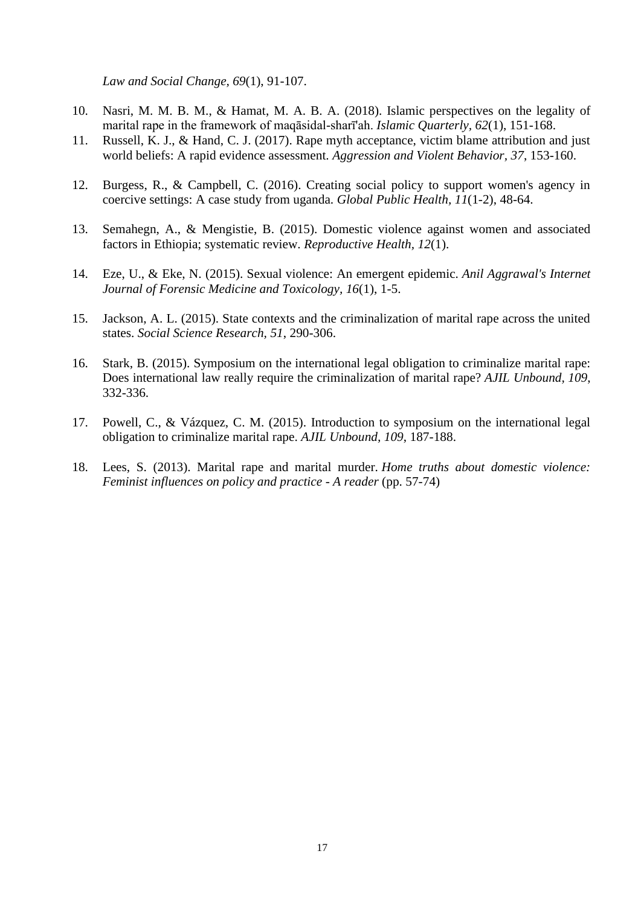*Law and Social Change, 69*(1), 91-107.

10. Nasri, M. M. B. M., & Hamat, M. A. B. A. (2018). Islamic perspectives on the legality of marital rape in the framework of maqāsidal-sharī'ah. *Islamic Quarterly, 62*(1), 151-168.
11. Russell, K. J., & Hand, C. J. (2017). Rape myth acceptance, victim blame attribution and just world beliefs: A rapid evidence assessment. *Aggression and Violent Behavior, 37*, 153-160.
12. Burgess, R., & Campbell, C. (2016). Creating social policy to support women's agency in coercive settings: A case study from uganda. *Global Public Health, 11*(1-2), 48-64.
13. Semahegn, A., & Mengistie, B. (2015). Domestic violence against women and associated factors in Ethiopia; systematic review. *Reproductive Health, 12*(1).
14. Eze, U., & Eke, N. (2015). Sexual violence: An emergent epidemic. *Anil Aggrawal's Internet Journal of Forensic Medicine and Toxicology, 16*(1), 1-5.
15. Jackson, A. L. (2015). State contexts and the criminalization of marital rape across the united states. *Social Science Research, 51*, 290-306.
16. Stark, B. (2015). Symposium on the international legal obligation to criminalize marital rape: Does international law really require the criminalization of marital rape? *AJIL Unbound, 109*, 332-336.
17. Powell, C., & Vázquez, C. M. (2015). Introduction to symposium on the international legal obligation to criminalize marital rape. *AJIL Unbound, 109*, 187-188.
18. Lees, S. (2013). Marital rape and marital murder. *Home truths about domestic violence: Feminist influences on policy and practice - A reader* (pp. 57-74)